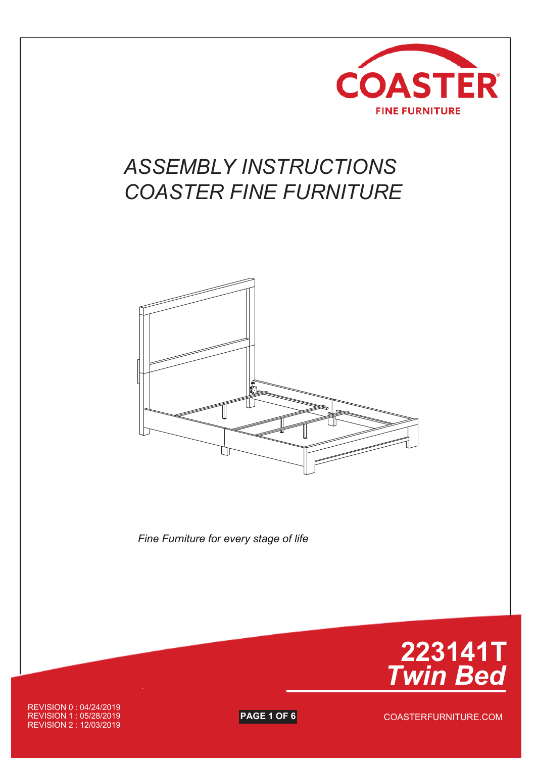COASTER

FINE FURNITURE

# ASSEMBLY INSTRUCTIONS
# COASTER FINE FURNITURE

*Fine Furniture for every stage of life*

## 223141T
## *Twin Bed*

REVISION 0 : 04/24/2019
REVISION 1 : 05/28/2019
REVISION 2 : 12/03/2019

COASTERFURNITURE.COM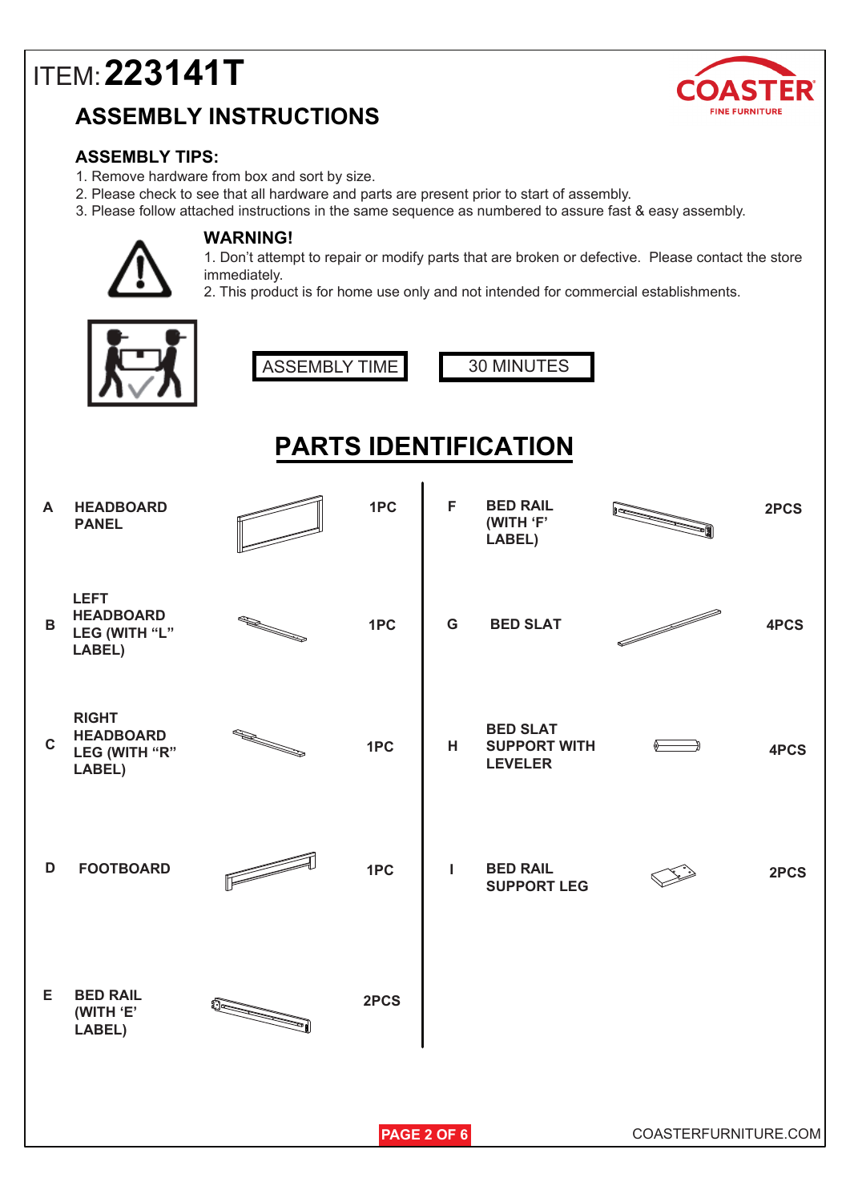ITEM: **223141T**

COASTER FINE FURNITURE

## ASSEMBLY INSTRUCTIONS

### ASSEMBLY TIPS:

1. Remove hardware from box and sort by size.
2. Please check to see that all hardware and parts are present prior to start of assembly.
3. Please follow attached instructions in the same sequence as numbered to assure fast & easy assembly.

### WARNING!

1. Don't attempt to repair or modify parts that are broken or defective. Please contact the store immediately.
2. This product is for home use only and not intended for commercial establishments.

| ASSEMBLY TIME | 30 MINUTES |
|---|---|

## PARTS IDENTIFICATION

| | Part | Qty |
|---|---|---|
| A | HEADBOARD PANEL | 1PC |
| B | LEFT HEADBOARD LEG (WITH "L" LABEL) | 1PC |
| C | RIGHT HEADBOARD LEG (WITH "R" LABEL) | 1PC |
| D | FOOTBOARD | 1PC |
| E | BED RAIL (WITH 'E' LABEL) | 2PCS |
| F | BED RAIL (WITH 'F' LABEL) | 2PCS |
| G | BED SLAT | 4PCS |
| H | BED SLAT SUPPORT WITH LEVELER | 4PCS |
| I | BED RAIL SUPPORT LEG | 2PCS |

COASTERFURNITURE.COM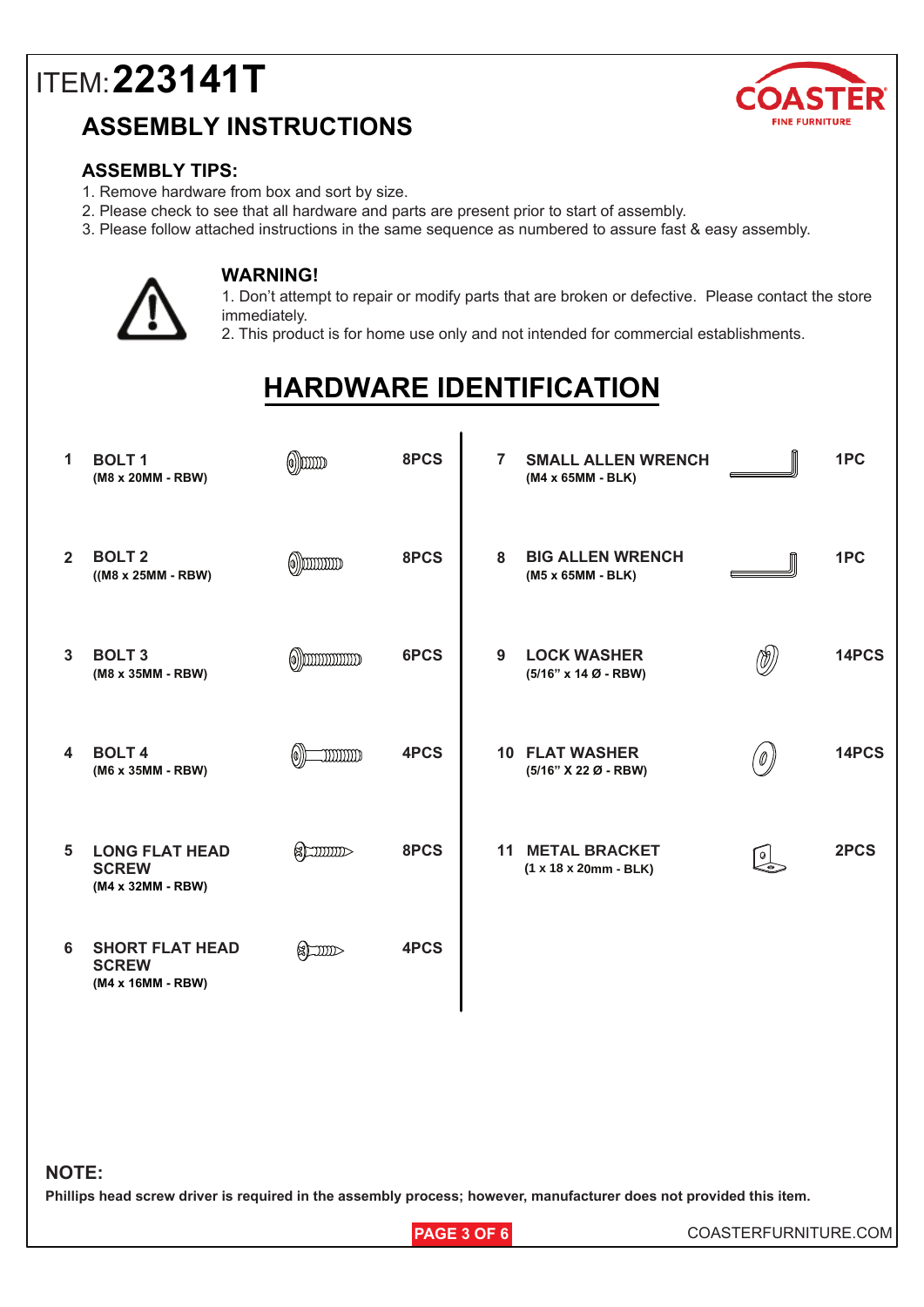# ITEM: 223141T

COASTER
FINE FURNITURE

## ASSEMBLY INSTRUCTIONS

### ASSEMBLY TIPS:

1. Remove hardware from box and sort by size.
2. Please check to see that all hardware and parts are present prior to start of assembly.
3. Please follow attached instructions in the same sequence as numbered to assure fast & easy assembly.

### WARNING!

1. Don't attempt to repair or modify parts that are broken or defective. Please contact the store immediately.
2. This product is for home use only and not intended for commercial establishments.

## HARDWARE IDENTIFICATION

| No. | Item | Qty |
|---|---|---|
| 1 | **BOLT 1** (M8 x 20MM - RBW) | 8PCS |
| 2 | **BOLT 2** ((M8 x 25MM - RBW) | 8PCS |
| 3 | **BOLT 3** (M8 x 35MM - RBW) | 6PCS |
| 4 | **BOLT 4** (M6 x 35MM - RBW) | 4PCS |
| 5 | **LONG FLAT HEAD SCREW** (M4 x 32MM - RBW) | 8PCS |
| 6 | **SHORT FLAT HEAD SCREW** (M4 x 16MM - RBW) | 4PCS |
| 7 | **SMALL ALLEN WRENCH** (M4 x 65MM - BLK) | 1PC |
| 8 | **BIG ALLEN WRENCH** (M5 x 65MM - BLK) | 1PC |
| 9 | **LOCK WASHER** (5/16" x 14 Ø - RBW) | 14PCS |
| 10 | **FLAT WASHER** (5/16" X 22 Ø - RBW) | 14PCS |
| 11 | **METAL BRACKET** (1 x 18 x 20mm - BLK) | 2PCS |

**NOTE:**

**Phillips head screw driver is required in the assembly process; however, manufacturer does not provided this item.**

COASTERFURNITURE.COM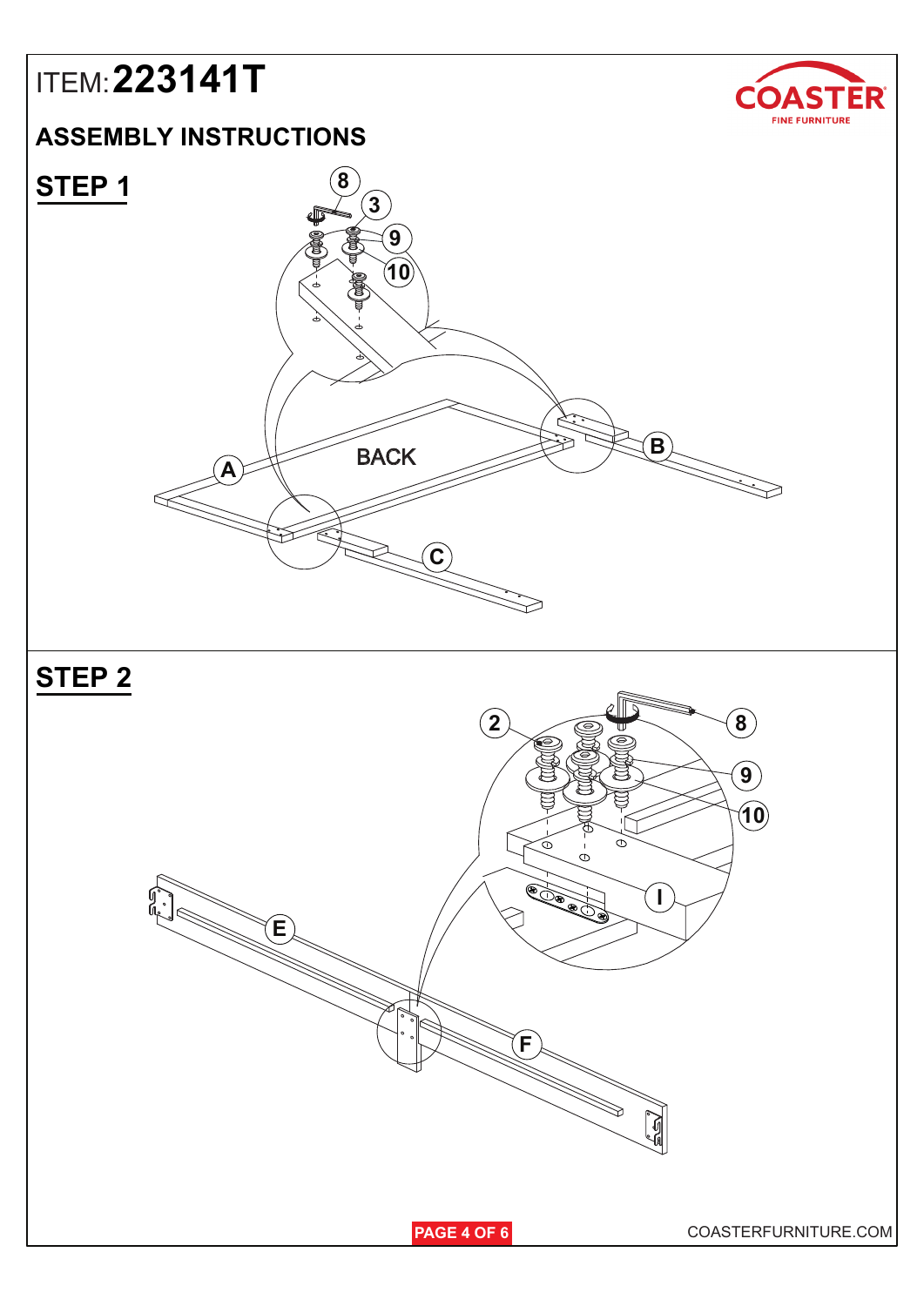ITEM: **223141T**

## ASSEMBLY INSTRUCTIONS

## STEP 1

8 3 9 10

BACK

A B C

## STEP 2

2 8 9 10

I

E F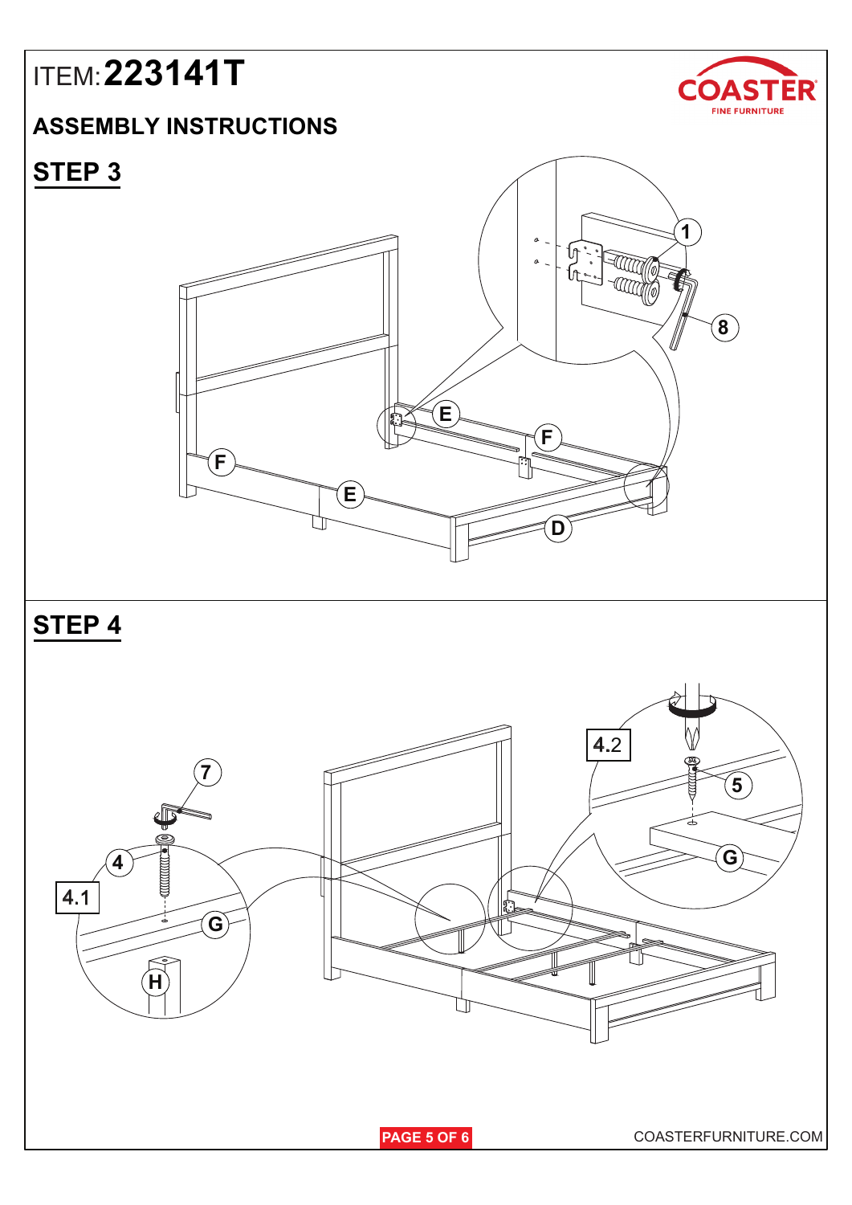ITEM: **223141T**

## ASSEMBLY INSTRUCTIONS

## STEP 3

1

8

E

F

F

E

D

## STEP 4

4.2

5

G

7

4

4.1

G

H

COASTERFURNITURE.COM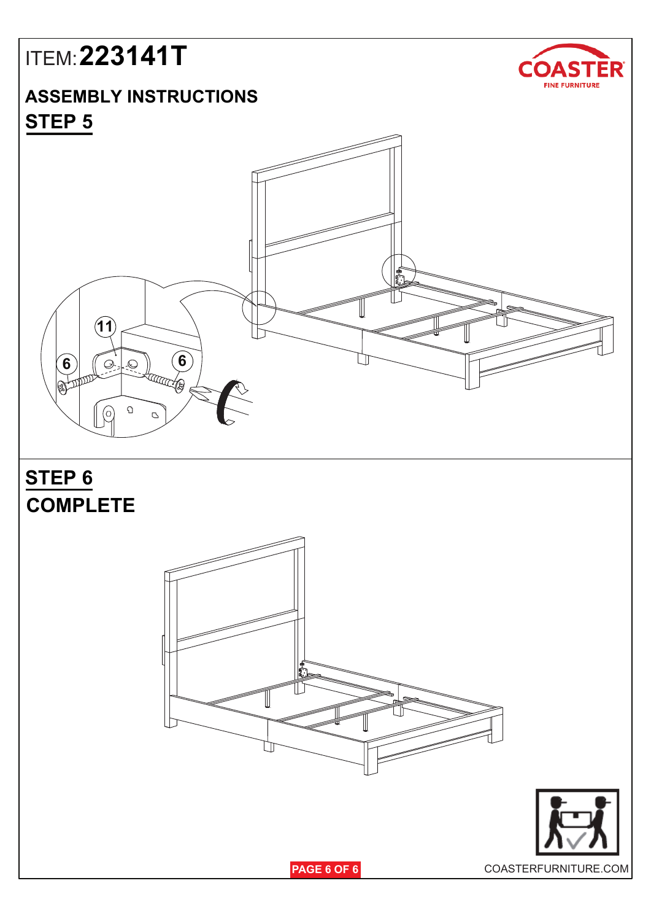ITEM: **223141T**

## ASSEMBLY INSTRUCTIONS

### STEP 5

11

6

6

### STEP 6

### COMPLETE

COASTERFURNITURE.COM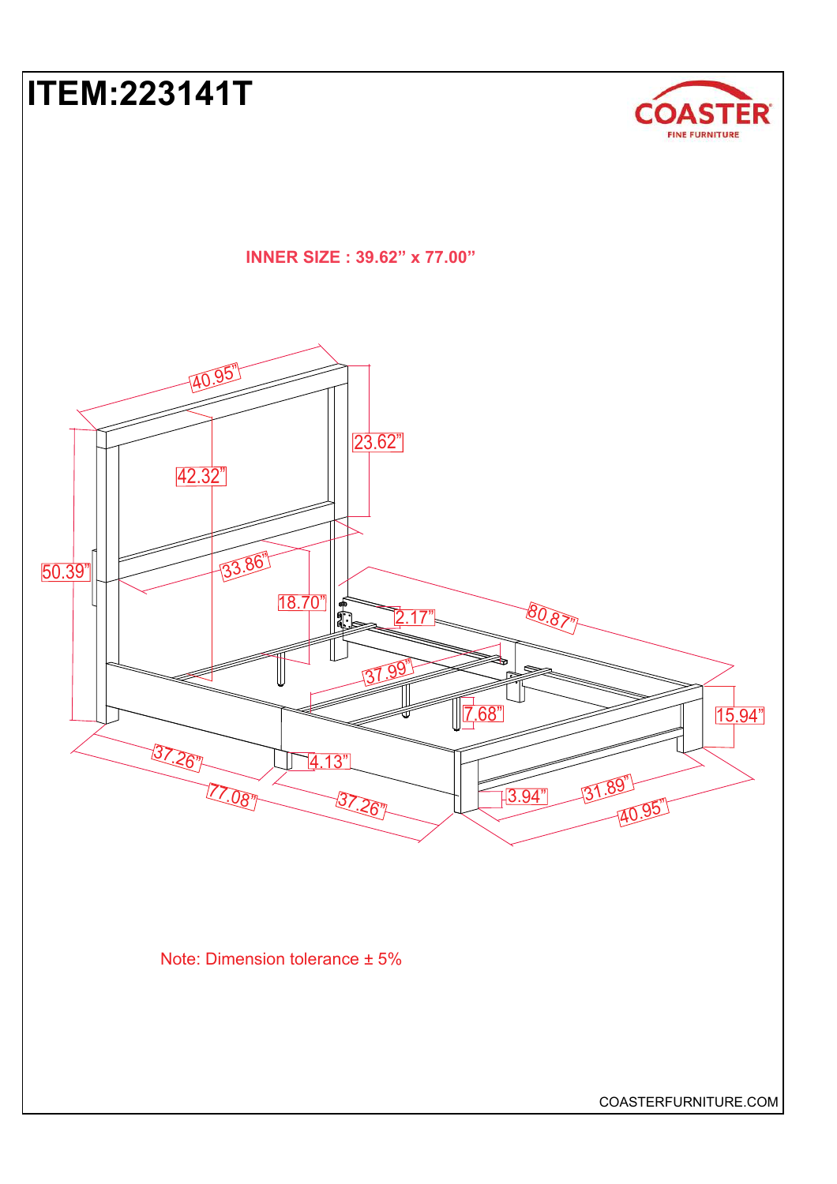# ITEM:223141T

COASTER
FINE FURNITURE

**INNER SIZE : 39.62” x 77.00”**

40.95"
42.32"
23.62"
50.39"
33.86"
18.70"
2.17"
80.87"
37.99"
7.68"
15.94"
37.26"
4.13"
77.08"
37.26"
3.94"
31.89"
40.95"

Note: Dimension tolerance ± 5%

COASTERFURNITURE.COM